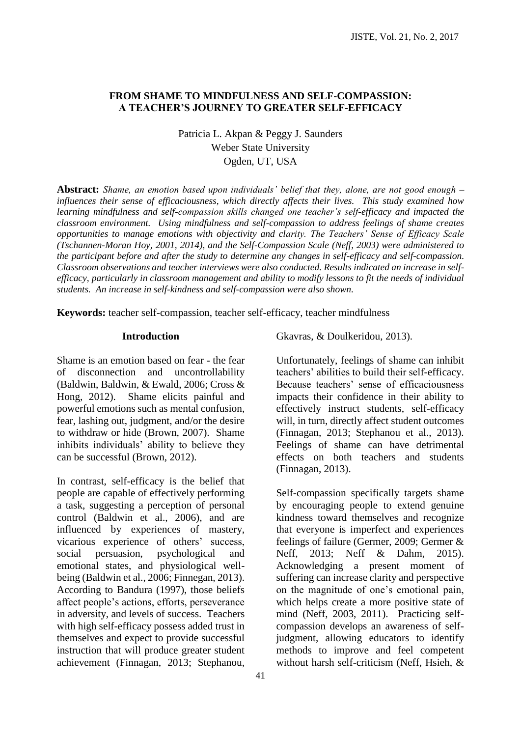# FROM SHAME TO MINDFULNESS AND SELF-COMPASSION: A TEACHER'S JOURNEY TO GREATER SELF-EFFICACY

Patricia L. Akpan & Peggy J. Saunders
Weber State University
Ogden, UT, USA

**Abstract:** *Shame, an emotion based upon individuals' belief that they, alone, are not good enough – influences their sense of efficaciousness, which directly affects their lives. This study examined how learning mindfulness and self-compassion skills changed one teacher's self-efficacy and impacted the classroom environment. Using mindfulness and self-compassion to address feelings of shame creates opportunities to manage emotions with objectivity and clarity. The Teachers' Sense of Efficacy Scale (Tschannen-Moran Hoy, 2001, 2014), and the Self-Compassion Scale (Neff, 2003) were administered to the participant before and after the study to determine any changes in self-efficacy and self-compassion. Classroom observations and teacher interviews were also conducted. Results indicated an increase in self-efficacy, particularly in classroom management and ability to modify lessons to fit the needs of individual students. An increase in self-kindness and self-compassion were also shown.*

**Keywords:** teacher self-compassion, teacher self-efficacy, teacher mindfulness

## Introduction

Shame is an emotion based on fear - the fear of disconnection and uncontrollability (Baldwin, Baldwin, & Ewald, 2006; Cross & Hong, 2012). Shame elicits painful and powerful emotions such as mental confusion, fear, lashing out, judgment, and/or the desire to withdraw or hide (Brown, 2007). Shame inhibits individuals' ability to believe they can be successful (Brown, 2012).

In contrast, self-efficacy is the belief that people are capable of effectively performing a task, suggesting a perception of personal control (Baldwin et al., 2006), and are influenced by experiences of mastery, vicarious experience of others' success, social persuasion, psychological and emotional states, and physiological well-being (Baldwin et al., 2006; Finnegan, 2013). According to Bandura (1997), those beliefs affect people's actions, efforts, perseverance in adversity, and levels of success. Teachers with high self-efficacy possess added trust in themselves and expect to provide successful instruction that will produce greater student achievement (Finnagan, 2013; Stephanou, Gkavras, & Doulkeridou, 2013).

Unfortunately, feelings of shame can inhibit teachers' abilities to build their self-efficacy. Because teachers' sense of efficaciousness impacts their confidence in their ability to effectively instruct students, self-efficacy will, in turn, directly affect student outcomes (Finnagan, 2013; Stephanou et al., 2013). Feelings of shame can have detrimental effects on both teachers and students (Finnagan, 2013).

Self-compassion specifically targets shame by encouraging people to extend genuine kindness toward themselves and recognize that everyone is imperfect and experiences feelings of failure (Germer, 2009; Germer & Neff, 2013; Neff & Dahm, 2015). Acknowledging a present moment of suffering can increase clarity and perspective on the magnitude of one's emotional pain, which helps create a more positive state of mind (Neff, 2003, 2011). Practicing self-compassion develops an awareness of self-judgment, allowing educators to identify methods to improve and feel competent without harsh self-criticism (Neff, Hsieh, &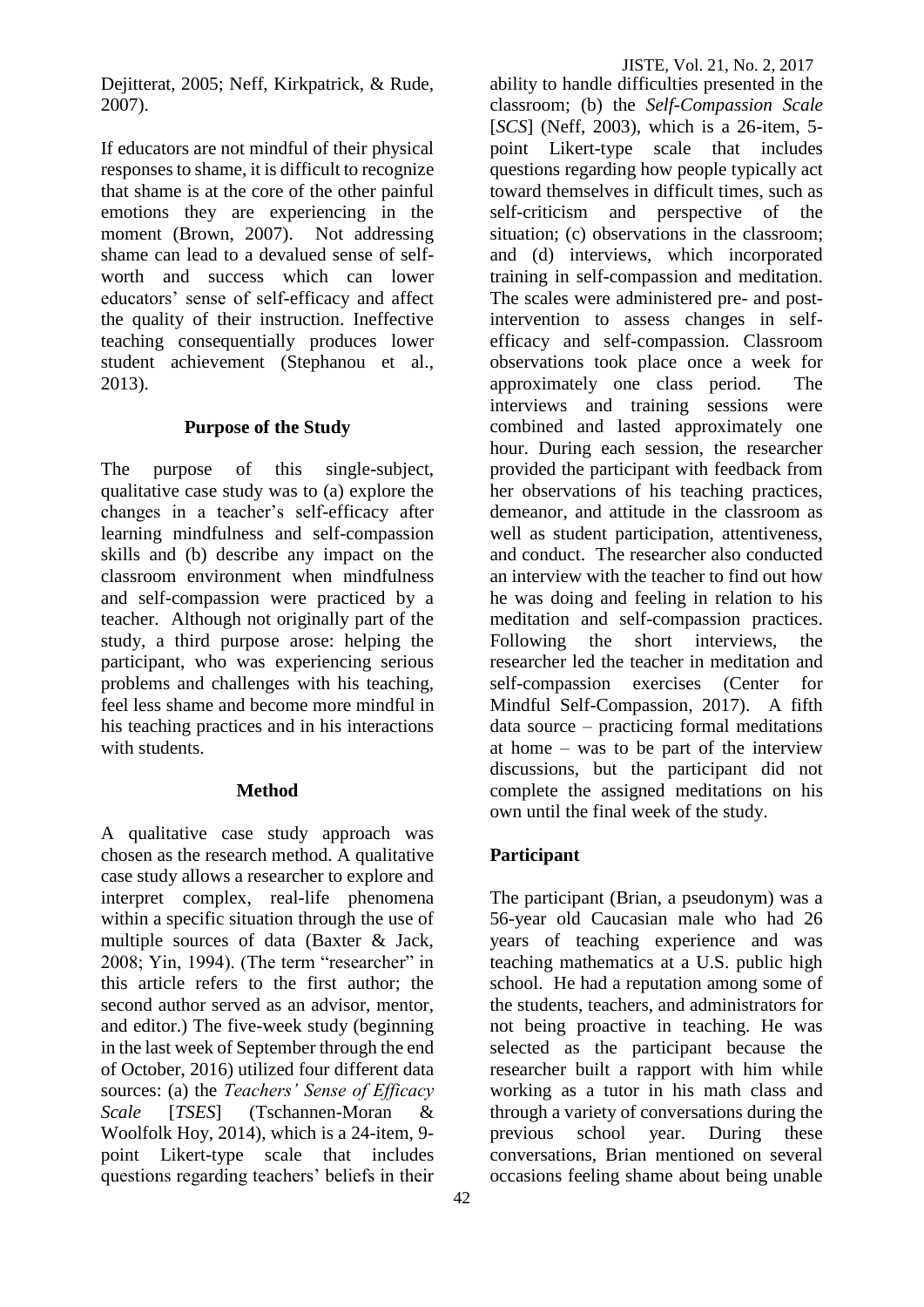Dejitterat, 2005; Neff, Kirkpatrick, & Rude, 2007).

If educators are not mindful of their physical responses to shame, it is difficult to recognize that shame is at the core of the other painful emotions they are experiencing in the moment (Brown, 2007). Not addressing shame can lead to a devalued sense of self-worth and success which can lower educators' sense of self-efficacy and affect the quality of their instruction. Ineffective teaching consequentially produces lower student achievement (Stephanou et al., 2013).

## Purpose of the Study

The purpose of this single-subject, qualitative case study was to (a) explore the changes in a teacher's self-efficacy after learning mindfulness and self-compassion skills and (b) describe any impact on the classroom environment when mindfulness and self-compassion were practiced by a teacher. Although not originally part of the study, a third purpose arose: helping the participant, who was experiencing serious problems and challenges with his teaching, feel less shame and become more mindful in his teaching practices and in his interactions with students.

## Method

A qualitative case study approach was chosen as the research method. A qualitative case study allows a researcher to explore and interpret complex, real-life phenomena within a specific situation through the use of multiple sources of data (Baxter & Jack, 2008; Yin, 1994). (The term "researcher" in this article refers to the first author; the second author served as an advisor, mentor, and editor.) The five-week study (beginning in the last week of September through the end of October, 2016) utilized four different data sources: (a) the *Teachers' Sense of Efficacy Scale* [*TSES*] (Tschannen-Moran & Woolfolk Hoy, 2014), which is a 24-item, 9-point Likert-type scale that includes questions regarding teachers' beliefs in their ability to handle difficulties presented in the classroom; (b) the *Self-Compassion Scale* [*SCS*] (Neff, 2003), which is a 26-item, 5-point Likert-type scale that includes questions regarding how people typically act toward themselves in difficult times, such as self-criticism and perspective of the situation; (c) observations in the classroom; and (d) interviews, which incorporated training in self-compassion and meditation. The scales were administered pre- and post-intervention to assess changes in self-efficacy and self-compassion. Classroom observations took place once a week for approximately one class period. The interviews and training sessions were combined and lasted approximately one hour. During each session, the researcher provided the participant with feedback from her observations of his teaching practices, demeanor, and attitude in the classroom as well as student participation, attentiveness, and conduct. The researcher also conducted an interview with the teacher to find out how he was doing and feeling in relation to his meditation and self-compassion practices. Following the short interviews, the researcher led the teacher in meditation and self-compassion exercises (Center for Mindful Self-Compassion, 2017). A fifth data source – practicing formal meditations at home – was to be part of the interview discussions, but the participant did not complete the assigned meditations on his own until the final week of the study.

### Participant

The participant (Brian, a pseudonym) was a 56-year old Caucasian male who had 26 years of teaching experience and was teaching mathematics at a U.S. public high school. He had a reputation among some of the students, teachers, and administrators for not being proactive in teaching. He was selected as the participant because the researcher built a rapport with him while working as a tutor in his math class and through a variety of conversations during the previous school year. During these conversations, Brian mentioned on several occasions feeling shame about being unable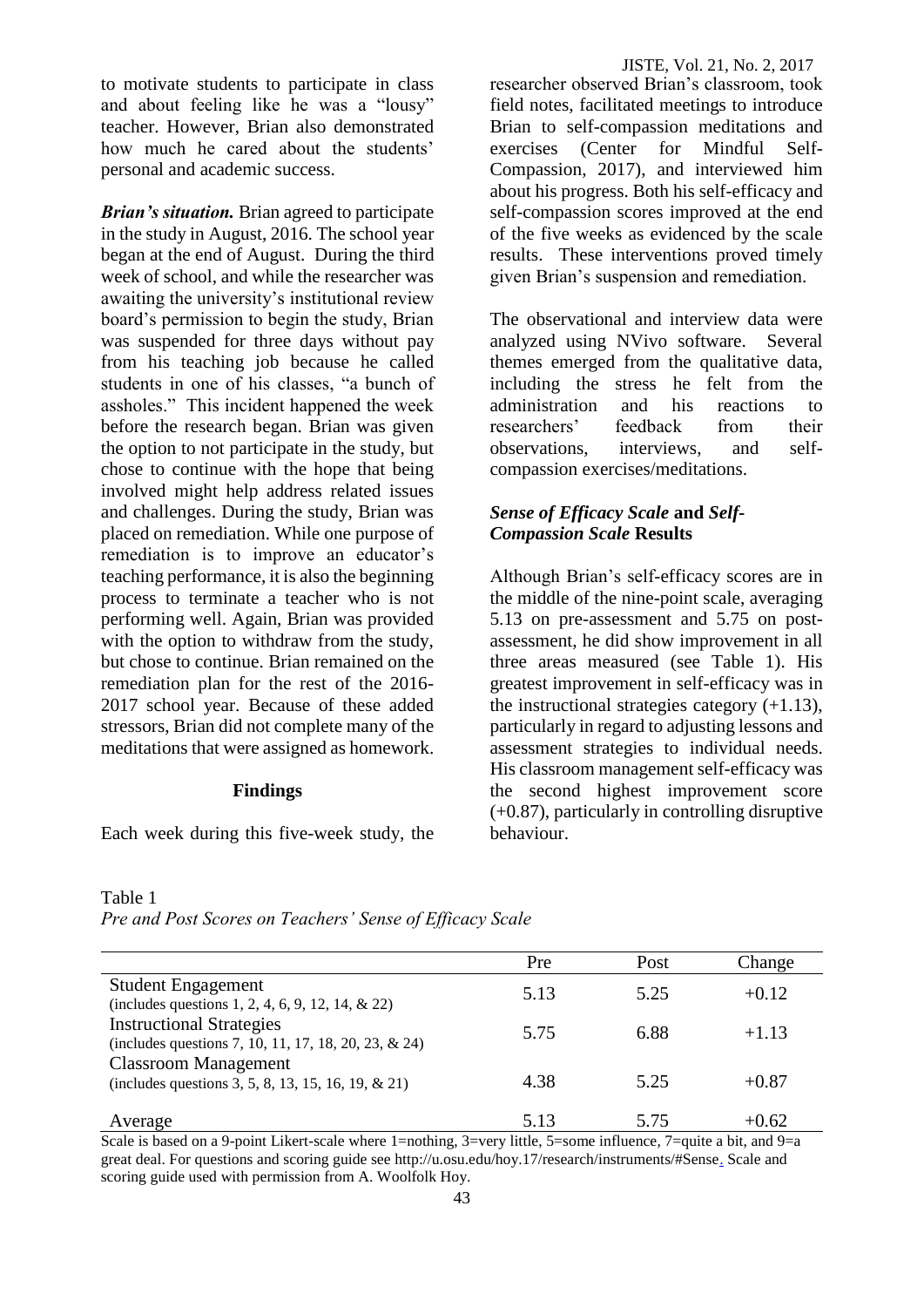to motivate students to participate in class and about feeling like he was a "lousy" teacher. However, Brian also demonstrated how much he cared about the students' personal and academic success.

***Brian's situation.*** Brian agreed to participate in the study in August, 2016. The school year began at the end of August. During the third week of school, and while the researcher was awaiting the university's institutional review board's permission to begin the study, Brian was suspended for three days without pay from his teaching job because he called students in one of his classes, "a bunch of assholes." This incident happened the week before the research began. Brian was given the option to not participate in the study, but chose to continue with the hope that being involved might help address related issues and challenges. During the study, Brian was placed on remediation. While one purpose of remediation is to improve an educator's teaching performance, it is also the beginning process to terminate a teacher who is not performing well. Again, Brian was provided with the option to withdraw from the study, but chose to continue. Brian remained on the remediation plan for the rest of the 2016-2017 school year. Because of these added stressors, Brian did not complete many of the meditations that were assigned as homework.

## Findings

Each week during this five-week study, the researcher observed Brian's classroom, took field notes, facilitated meetings to introduce Brian to self-compassion meditations and exercises (Center for Mindful Self-Compassion, 2017), and interviewed him about his progress. Both his self-efficacy and self-compassion scores improved at the end of the five weeks as evidenced by the scale results. These interventions proved timely given Brian's suspension and remediation.

The observational and interview data were analyzed using NVivo software. Several themes emerged from the qualitative data, including the stress he felt from the administration and his reactions to researchers' feedback from their observations, interviews, and self-compassion exercises/meditations.

### *Sense of Efficacy Scale* and *Self-Compassion Scale* Results

Although Brian's self-efficacy scores are in the middle of the nine-point scale, averaging 5.13 on pre-assessment and 5.75 on post-assessment, he did show improvement in all three areas measured (see Table 1). His greatest improvement in self-efficacy was in the instructional strategies category (+1.13), particularly in regard to adjusting lessons and assessment strategies to individual needs. His classroom management self-efficacy was the second highest improvement score (+0.87), particularly in controlling disruptive behaviour.

Table 1
*Pre and Post Scores on Teachers' Sense of Efficacy Scale*

| | Pre | Post | Change |
|---|---|---|---|
| Student Engagement (includes questions 1, 2, 4, 6, 9, 12, 14, & 22) | 5.13 | 5.25 | +0.12 |
| Instructional Strategies (includes questions 7, 10, 11, 17, 18, 20, 23, & 24) | 5.75 | 6.88 | +1.13 |
| Classroom Management (includes questions 3, 5, 8, 13, 15, 16, 19, & 21) | 4.38 | 5.25 | +0.87 |
| Average | 5.13 | 5.75 | +0.62 |

Scale is based on a 9-point Likert-scale where 1=nothing, 3=very little, 5=some influence, 7=quite a bit, and 9=a great deal. For questions and scoring guide see http://u.osu.edu/hoy.17/research/instruments/#Sense. Scale and scoring guide used with permission from A. Woolfolk Hoy.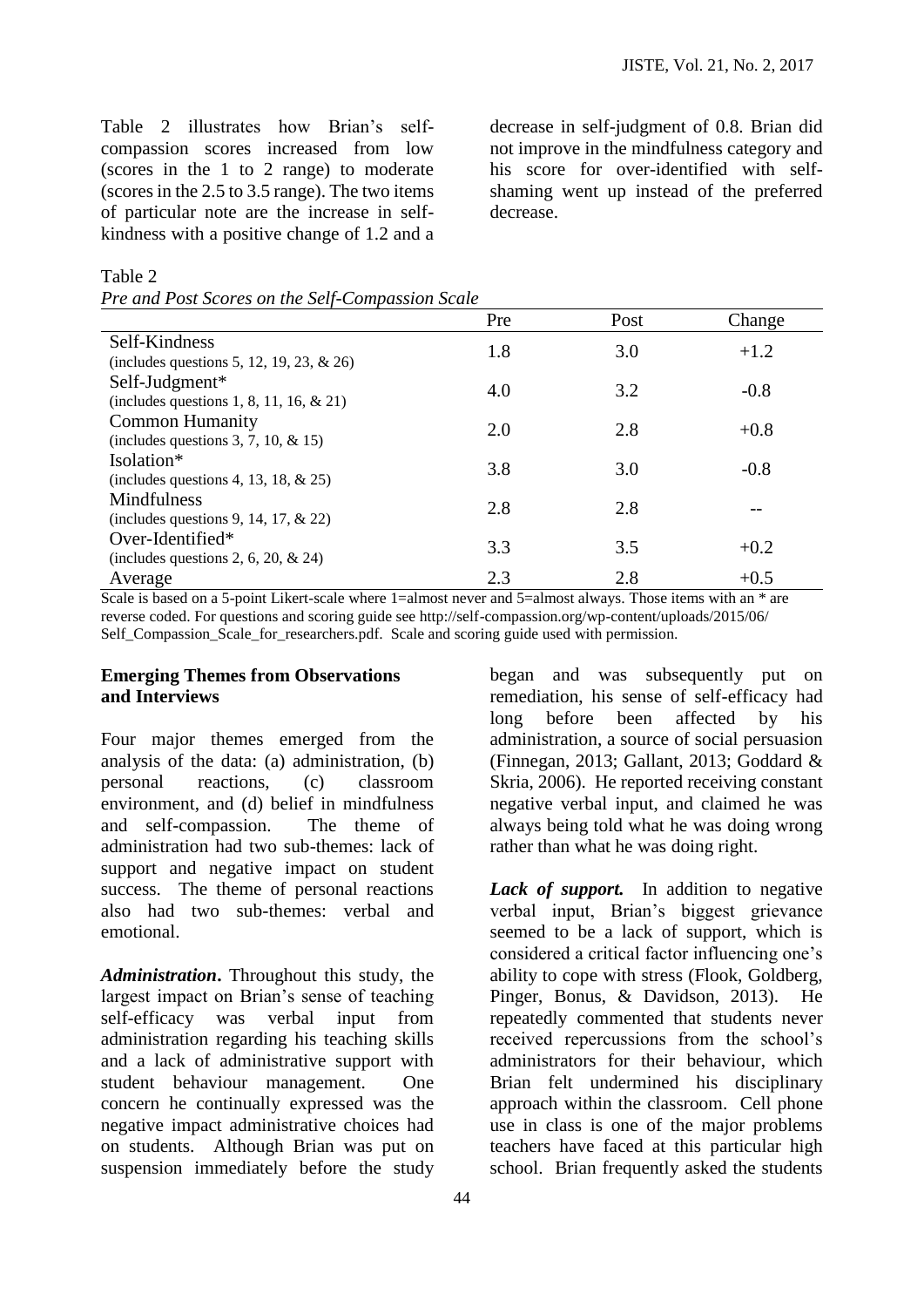Table 2 illustrates how Brian's self-compassion scores increased from low (scores in the 1 to 2 range) to moderate (scores in the 2.5 to 3.5 range). The two items of particular note are the increase in self-kindness with a positive change of 1.2 and a decrease in self-judgment of 0.8. Brian did not improve in the mindfulness category and his score for over-identified with self-shaming went up instead of the preferred decrease.

Table 2

*Pre and Post Scores on the Self-Compassion Scale*

| | Pre | Post | Change |
|---|---|---|---|
| Self-Kindness (includes questions 5, 12, 19, 23, & 26) | 1.8 | 3.0 | +1.2 |
| Self-Judgment* (includes questions 1, 8, 11, 16, & 21) | 4.0 | 3.2 | -0.8 |
| Common Humanity (includes questions 3, 7, 10, & 15) | 2.0 | 2.8 | +0.8 |
| Isolation* (includes questions 4, 13, 18, & 25) | 3.8 | 3.0 | -0.8 |
| Mindfulness (includes questions 9, 14, 17, & 22) | 2.8 | 2.8 | -- |
| Over-Identified* (includes questions 2, 6, 20, & 24) | 3.3 | 3.5 | +0.2 |
| Average | 2.3 | 2.8 | +0.5 |

Scale is based on a 5-point Likert-scale where 1=almost never and 5=almost always. Those items with an * are reverse coded. For questions and scoring guide see http://self-compassion.org/wp-content/uploads/2015/06/Self_Compassion_Scale_for_researchers.pdf. Scale and scoring guide used with permission.

## Emerging Themes from Observations and Interviews

Four major themes emerged from the analysis of the data: (a) administration, (b) personal reactions, (c) classroom environment, and (d) belief in mindfulness and self-compassion. The theme of administration had two sub-themes: lack of support and negative impact on student success. The theme of personal reactions also had two sub-themes: verbal and emotional.

***Administration*.** Throughout this study, the largest impact on Brian's sense of teaching self-efficacy was verbal input from administration regarding his teaching skills and a lack of administrative support with student behaviour management. One concern he continually expressed was the negative impact administrative choices had on students. Although Brian was put on suspension immediately before the study began and was subsequently put on remediation, his sense of self-efficacy had long before been affected by his administration, a source of social persuasion (Finnegan, 2013; Gallant, 2013; Goddard & Skria, 2006). He reported receiving constant negative verbal input, and claimed he was always being told what he was doing wrong rather than what he was doing right.

***Lack of support.*** In addition to negative verbal input, Brian's biggest grievance seemed to be a lack of support, which is considered a critical factor influencing one's ability to cope with stress (Flook, Goldberg, Pinger, Bonus, & Davidson, 2013). He repeatedly commented that students never received repercussions from the school's administrators for their behaviour, which Brian felt undermined his disciplinary approach within the classroom. Cell phone use in class is one of the major problems teachers have faced at this particular high school. Brian frequently asked the students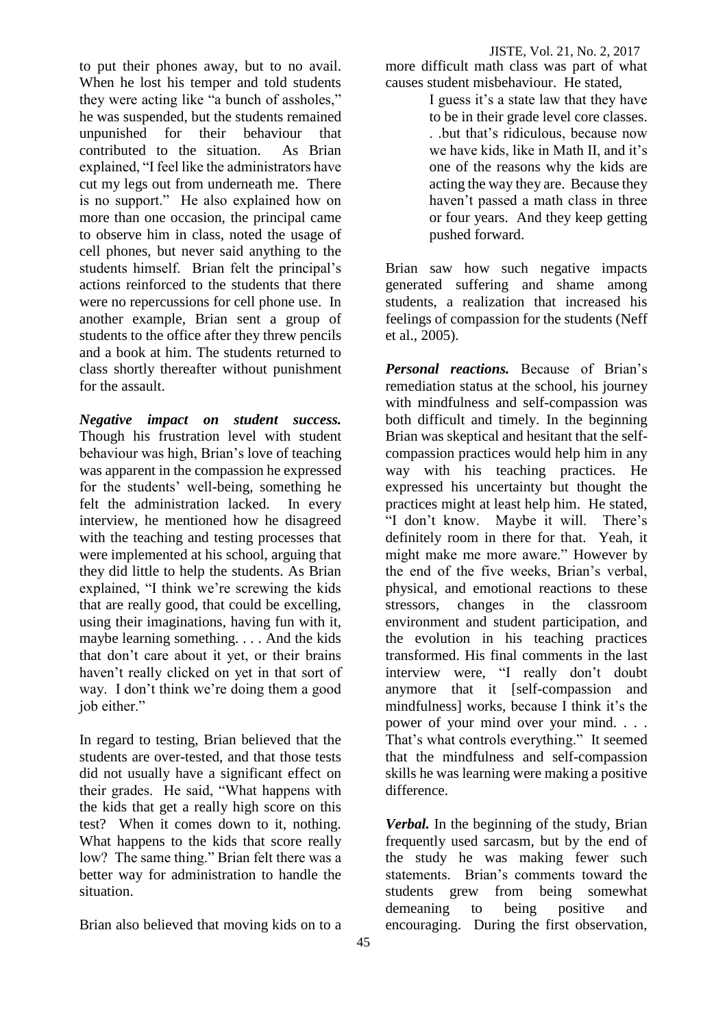to put their phones away, but to no avail. When he lost his temper and told students they were acting like "a bunch of assholes," he was suspended, but the students remained unpunished for their behaviour that contributed to the situation. As Brian explained, "I feel like the administrators have cut my legs out from underneath me. There is no support." He also explained how on more than one occasion, the principal came to observe him in class, noted the usage of cell phones, but never said anything to the students himself. Brian felt the principal's actions reinforced to the students that there were no repercussions for cell phone use. In another example, Brian sent a group of students to the office after they threw pencils and a book at him. The students returned to class shortly thereafter without punishment for the assault.

***Negative impact on student success.*** Though his frustration level with student behaviour was high, Brian's love of teaching was apparent in the compassion he expressed for the students' well-being, something he felt the administration lacked. In every interview, he mentioned how he disagreed with the teaching and testing processes that were implemented at his school, arguing that they did little to help the students. As Brian explained, "I think we're screwing the kids that are really good, that could be excelling, using their imaginations, having fun with it, maybe learning something. . . . And the kids that don't care about it yet, or their brains haven't really clicked on yet in that sort of way. I don't think we're doing them a good job either."

In regard to testing, Brian believed that the students are over-tested, and that those tests did not usually have a significant effect on their grades. He said, "What happens with the kids that get a really high score on this test? When it comes down to it, nothing. What happens to the kids that score really low? The same thing." Brian felt there was a better way for administration to handle the situation.

Brian also believed that moving kids on to a more difficult math class was part of what causes student misbehaviour. He stated,

> I guess it's a state law that they have to be in their grade level core classes. . .but that's ridiculous, because now we have kids, like in Math II, and it's one of the reasons why the kids are acting the way they are. Because they haven't passed a math class in three or four years. And they keep getting pushed forward.

Brian saw how such negative impacts generated suffering and shame among students, a realization that increased his feelings of compassion for the students (Neff et al., 2005).

***Personal reactions.*** Because of Brian's remediation status at the school, his journey with mindfulness and self-compassion was both difficult and timely. In the beginning Brian was skeptical and hesitant that the self-compassion practices would help him in any way with his teaching practices. He expressed his uncertainty but thought the practices might at least help him. He stated, "I don't know. Maybe it will. There's definitely room in there for that. Yeah, it might make me more aware." However by the end of the five weeks, Brian's verbal, physical, and emotional reactions to these stressors, changes in the classroom environment and student participation, and the evolution in his teaching practices transformed. His final comments in the last interview were, "I really don't doubt anymore that it [self-compassion and mindfulness] works, because I think it's the power of your mind over your mind. . . . That's what controls everything." It seemed that the mindfulness and self-compassion skills he was learning were making a positive difference.

***Verbal.*** In the beginning of the study, Brian frequently used sarcasm, but by the end of the study he was making fewer such statements. Brian's comments toward the students grew from being somewhat demeaning to being positive and encouraging. During the first observation,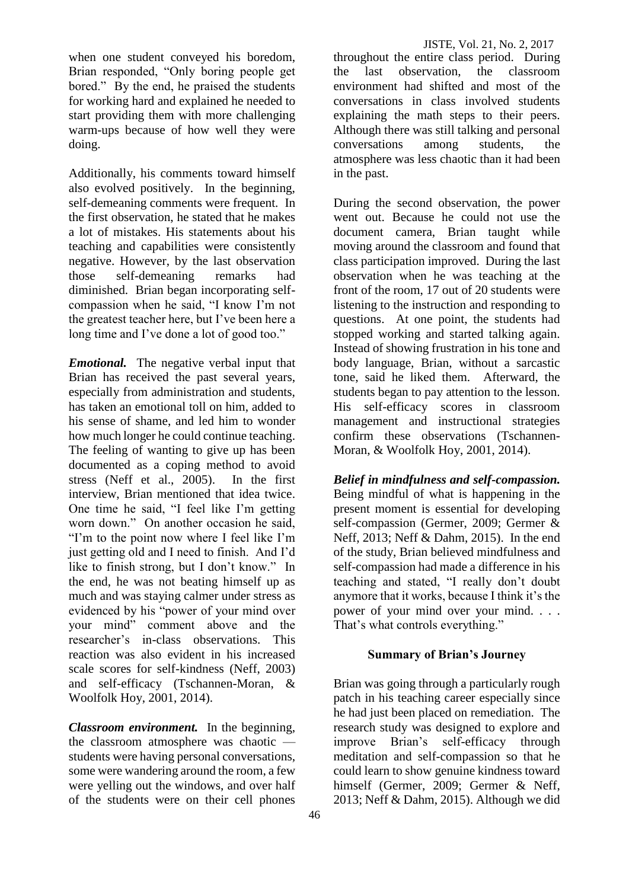when one student conveyed his boredom, Brian responded, "Only boring people get bored." By the end, he praised the students for working hard and explained he needed to start providing them with more challenging warm-ups because of how well they were doing.

Additionally, his comments toward himself also evolved positively. In the beginning, self-demeaning comments were frequent. In the first observation, he stated that he makes a lot of mistakes. His statements about his teaching and capabilities were consistently negative. However, by the last observation those self-demeaning remarks had diminished. Brian began incorporating self-compassion when he said, "I know I'm not the greatest teacher here, but I've been here a long time and I've done a lot of good too."

***Emotional.*** The negative verbal input that Brian has received the past several years, especially from administration and students, has taken an emotional toll on him, added to his sense of shame, and led him to wonder how much longer he could continue teaching. The feeling of wanting to give up has been documented as a coping method to avoid stress (Neff et al., 2005). In the first interview, Brian mentioned that idea twice. One time he said, "I feel like I'm getting worn down." On another occasion he said, "I'm to the point now where I feel like I'm just getting old and I need to finish. And I'd like to finish strong, but I don't know." In the end, he was not beating himself up as much and was staying calmer under stress as evidenced by his "power of your mind over your mind" comment above and the researcher's in-class observations. This reaction was also evident in his increased scale scores for self-kindness (Neff, 2003) and self-efficacy (Tschannen-Moran, & Woolfolk Hoy, 2001, 2014).

***Classroom environment.*** In the beginning, the classroom atmosphere was chaotic — students were having personal conversations, some were wandering around the room, a few were yelling out the windows, and over half of the students were on their cell phones throughout the entire class period. During the last observation, the classroom environment had shifted and most of the conversations in class involved students explaining the math steps to their peers. Although there was still talking and personal conversations among students, the atmosphere was less chaotic than it had been in the past.

During the second observation, the power went out. Because he could not use the document camera, Brian taught while moving around the classroom and found that class participation improved. During the last observation when he was teaching at the front of the room, 17 out of 20 students were listening to the instruction and responding to questions. At one point, the students had stopped working and started talking again. Instead of showing frustration in his tone and body language, Brian, without a sarcastic tone, said he liked them. Afterward, the students began to pay attention to the lesson. His self-efficacy scores in classroom management and instructional strategies confirm these observations (Tschannen-Moran, & Woolfolk Hoy, 2001, 2014).

***Belief in mindfulness and self-compassion.*** Being mindful of what is happening in the present moment is essential for developing self-compassion (Germer, 2009; Germer & Neff, 2013; Neff & Dahm, 2015). In the end of the study, Brian believed mindfulness and self-compassion had made a difference in his teaching and stated, "I really don't doubt anymore that it works, because I think it's the power of your mind over your mind. . . . That's what controls everything."

## Summary of Brian's Journey

Brian was going through a particularly rough patch in his teaching career especially since he had just been placed on remediation. The research study was designed to explore and improve Brian's self-efficacy through meditation and self-compassion so that he could learn to show genuine kindness toward himself (Germer, 2009; Germer & Neff, 2013; Neff & Dahm, 2015). Although we did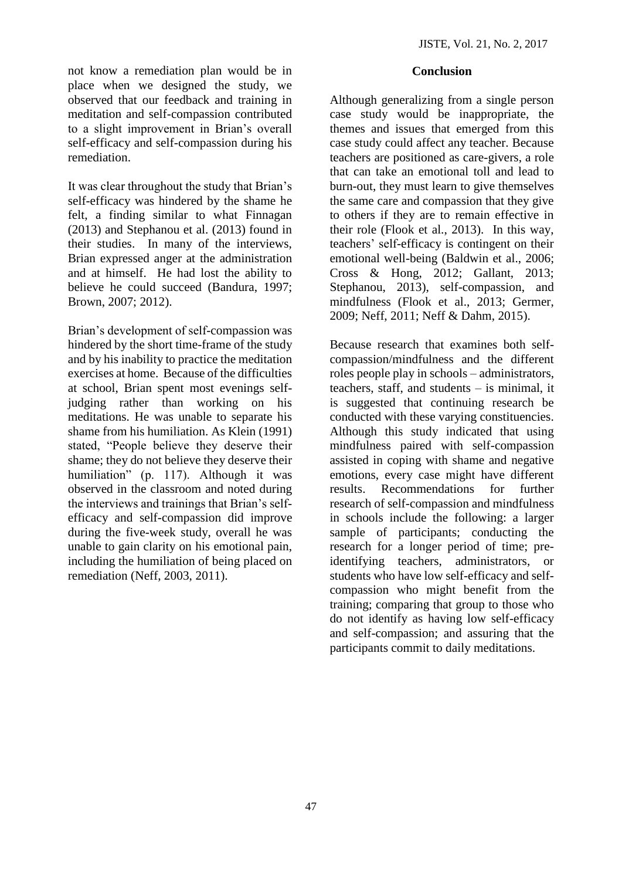not know a remediation plan would be in place when we designed the study, we observed that our feedback and training in meditation and self-compassion contributed to a slight improvement in Brian's overall self-efficacy and self-compassion during his remediation.

It was clear throughout the study that Brian's self-efficacy was hindered by the shame he felt, a finding similar to what Finnagan (2013) and Stephanou et al. (2013) found in their studies. In many of the interviews, Brian expressed anger at the administration and at himself. He had lost the ability to believe he could succeed (Bandura, 1997; Brown, 2007; 2012).

Brian's development of self-compassion was hindered by the short time-frame of the study and by his inability to practice the meditation exercises at home. Because of the difficulties at school, Brian spent most evenings self-judging rather than working on his meditations. He was unable to separate his shame from his humiliation. As Klein (1991) stated, "People believe they deserve their shame; they do not believe they deserve their humiliation" (p. 117). Although it was observed in the classroom and noted during the interviews and trainings that Brian's self-efficacy and self-compassion did improve during the five-week study, overall he was unable to gain clarity on his emotional pain, including the humiliation of being placed on remediation (Neff, 2003, 2011).

## Conclusion

Although generalizing from a single person case study would be inappropriate, the themes and issues that emerged from this case study could affect any teacher. Because teachers are positioned as care-givers, a role that can take an emotional toll and lead to burn-out, they must learn to give themselves the same care and compassion that they give to others if they are to remain effective in their role (Flook et al., 2013). In this way, teachers' self-efficacy is contingent on their emotional well-being (Baldwin et al., 2006; Cross & Hong, 2012; Gallant, 2013; Stephanou, 2013), self-compassion, and mindfulness (Flook et al., 2013; Germer, 2009; Neff, 2011; Neff & Dahm, 2015).

Because research that examines both self-compassion/mindfulness and the different roles people play in schools – administrators, teachers, staff, and students – is minimal, it is suggested that continuing research be conducted with these varying constituencies. Although this study indicated that using mindfulness paired with self-compassion assisted in coping with shame and negative emotions, every case might have different results. Recommendations for further research of self-compassion and mindfulness in schools include the following: a larger sample of participants; conducting the research for a longer period of time; pre-identifying teachers, administrators, or students who have low self-efficacy and self-compassion who might benefit from the training; comparing that group to those who do not identify as having low self-efficacy and self-compassion; and assuring that the participants commit to daily meditations.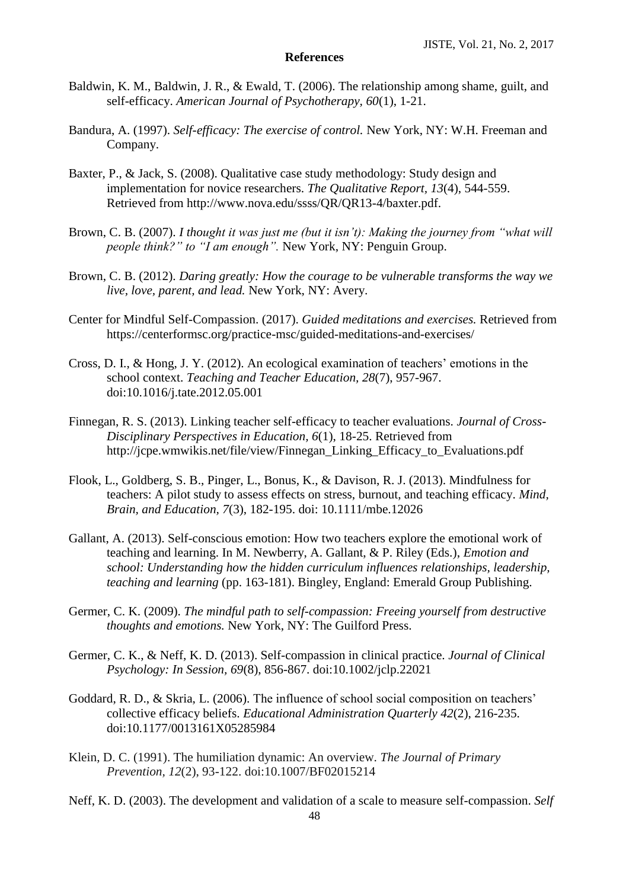## References

Baldwin, K. M., Baldwin, J. R., & Ewald, T. (2006). The relationship among shame, guilt, and self-efficacy. *American Journal of Psychotherapy, 60*(1), 1-21.

Bandura, A. (1997). *Self-efficacy: The exercise of control.* New York, NY: W.H. Freeman and Company.

Baxter, P., & Jack, S. (2008). Qualitative case study methodology: Study design and implementation for novice researchers. *The Qualitative Report, 13*(4), 544-559. Retrieved from http://www.nova.edu/ssss/QR/QR13-4/baxter.pdf.

Brown, C. B. (2007). *I thought it was just me (but it isn't): Making the journey from "what will people think?" to "I am enough".* New York, NY: Penguin Group.

Brown, C. B. (2012). *Daring greatly: How the courage to be vulnerable transforms the way we live, love, parent, and lead.* New York, NY: Avery.

Center for Mindful Self-Compassion. (2017). *Guided meditations and exercises.* Retrieved from https://centerformsc.org/practice-msc/guided-meditations-and-exercises/

Cross, D. I., & Hong, J. Y. (2012). An ecological examination of teachers' emotions in the school context. *Teaching and Teacher Education, 28*(7), 957-967. doi:10.1016/j.tate.2012.05.001

Finnegan, R. S. (2013). Linking teacher self-efficacy to teacher evaluations. *Journal of Cross-Disciplinary Perspectives in Education, 6*(1), 18-25. Retrieved from http://jcpe.wmwikis.net/file/view/Finnegan_Linking_Efficacy_to_Evaluations.pdf

Flook, L., Goldberg, S. B., Pinger, L., Bonus, K., & Davison, R. J. (2013). Mindfulness for teachers: A pilot study to assess effects on stress, burnout, and teaching efficacy. *Mind, Brain, and Education, 7*(3), 182-195. doi: 10.1111/mbe.12026

Gallant, A. (2013). Self-conscious emotion: How two teachers explore the emotional work of teaching and learning. In M. Newberry, A. Gallant, & P. Riley (Eds.), *Emotion and school: Understanding how the hidden curriculum influences relationships, leadership, teaching and learning* (pp. 163-181). Bingley, England: Emerald Group Publishing.

Germer, C. K. (2009). *The mindful path to self-compassion: Freeing yourself from destructive thoughts and emotions.* New York, NY: The Guilford Press.

Germer, C. K., & Neff, K. D. (2013). Self-compassion in clinical practice. *Journal of Clinical Psychology: In Session, 69*(8), 856-867. doi:10.1002/jclp.22021

Goddard, R. D., & Skria, L. (2006). The influence of school social composition on teachers' collective efficacy beliefs. *Educational Administration Quarterly 42*(2), 216-235. doi:10.1177/0013161X05285984

Klein, D. C. (1991). The humiliation dynamic: An overview. *The Journal of Primary Prevention, 12*(2), 93-122. doi:10.1007/BF02015214

Neff, K. D. (2003). The development and validation of a scale to measure self-compassion. *Self*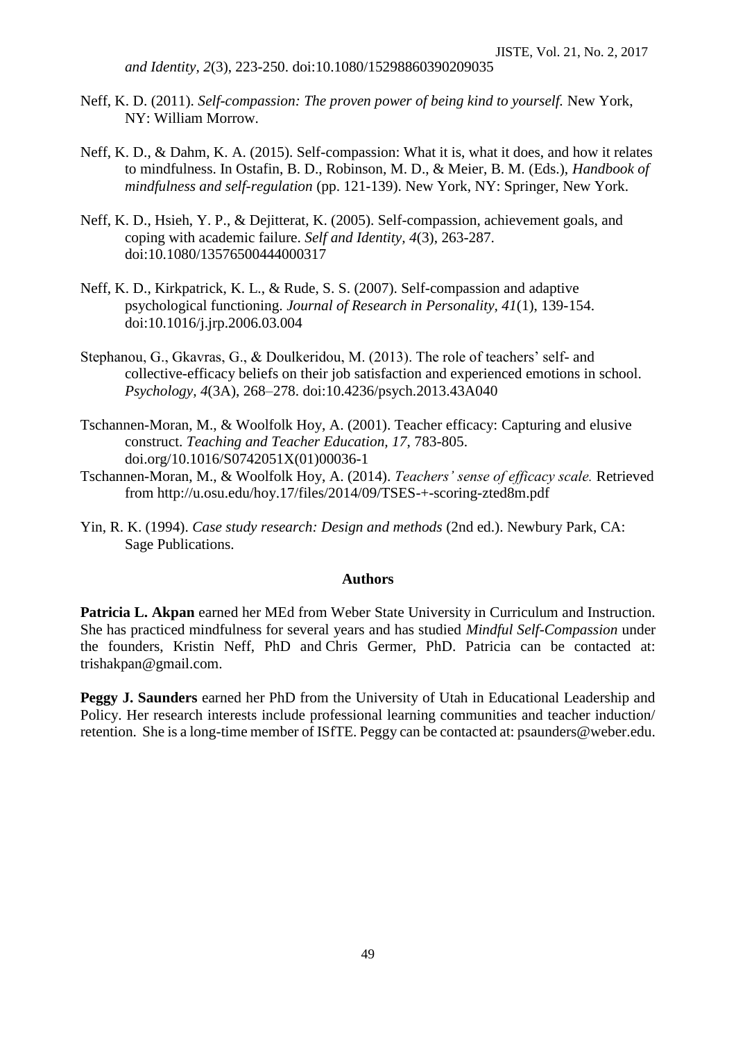*and Identity, 2*(3), 223-250. doi:10.1080/15298860390209035

Neff, K. D. (2011). *Self-compassion: The proven power of being kind to yourself.* New York, NY: William Morrow.

Neff, K. D., & Dahm, K. A. (2015). Self-compassion: What it is, what it does, and how it relates to mindfulness. In Ostafin, B. D., Robinson, M. D., & Meier, B. M. (Eds.), *Handbook of mindfulness and self-regulation* (pp. 121-139). New York, NY: Springer, New York.

Neff, K. D., Hsieh, Y. P., & Dejitterat, K. (2005). Self-compassion, achievement goals, and coping with academic failure. *Self and Identity, 4*(3), 263-287. doi:10.1080/13576500444000317

Neff, K. D., Kirkpatrick, K. L., & Rude, S. S. (2007). Self-compassion and adaptive psychological functioning. *Journal of Research in Personality, 41*(1), 139-154. doi:10.1016/j.jrp.2006.03.004

Stephanou, G., Gkavras, G., & Doulkeridou, M. (2013). The role of teachers' self- and collective-efficacy beliefs on their job satisfaction and experienced emotions in school. *Psychology, 4*(3A), 268–278. doi:10.4236/psych.2013.43A040

Tschannen-Moran, M., & Woolfolk Hoy, A. (2001). Teacher efficacy: Capturing and elusive construct. *Teaching and Teacher Education, 17*, 783-805. doi.org/10.1016/S0742051X(01)00036-1

Tschannen-Moran, M., & Woolfolk Hoy, A. (2014). *Teachers' sense of efficacy scale.* Retrieved from http://u.osu.edu/hoy.17/files/2014/09/TSES-+-scoring-zted8m.pdf

Yin, R. K. (1994). *Case study research: Design and methods* (2nd ed.). Newbury Park, CA: Sage Publications.

## Authors

**Patricia L. Akpan** earned her MEd from Weber State University in Curriculum and Instruction. She has practiced mindfulness for several years and has studied *Mindful Self-Compassion* under the founders, Kristin Neff, PhD and Chris Germer, PhD. Patricia can be contacted at: trishakpan@gmail.com.

**Peggy J. Saunders** earned her PhD from the University of Utah in Educational Leadership and Policy. Her research interests include professional learning communities and teacher induction/ retention. She is a long-time member of ISfTE. Peggy can be contacted at: psaunders@weber.edu.